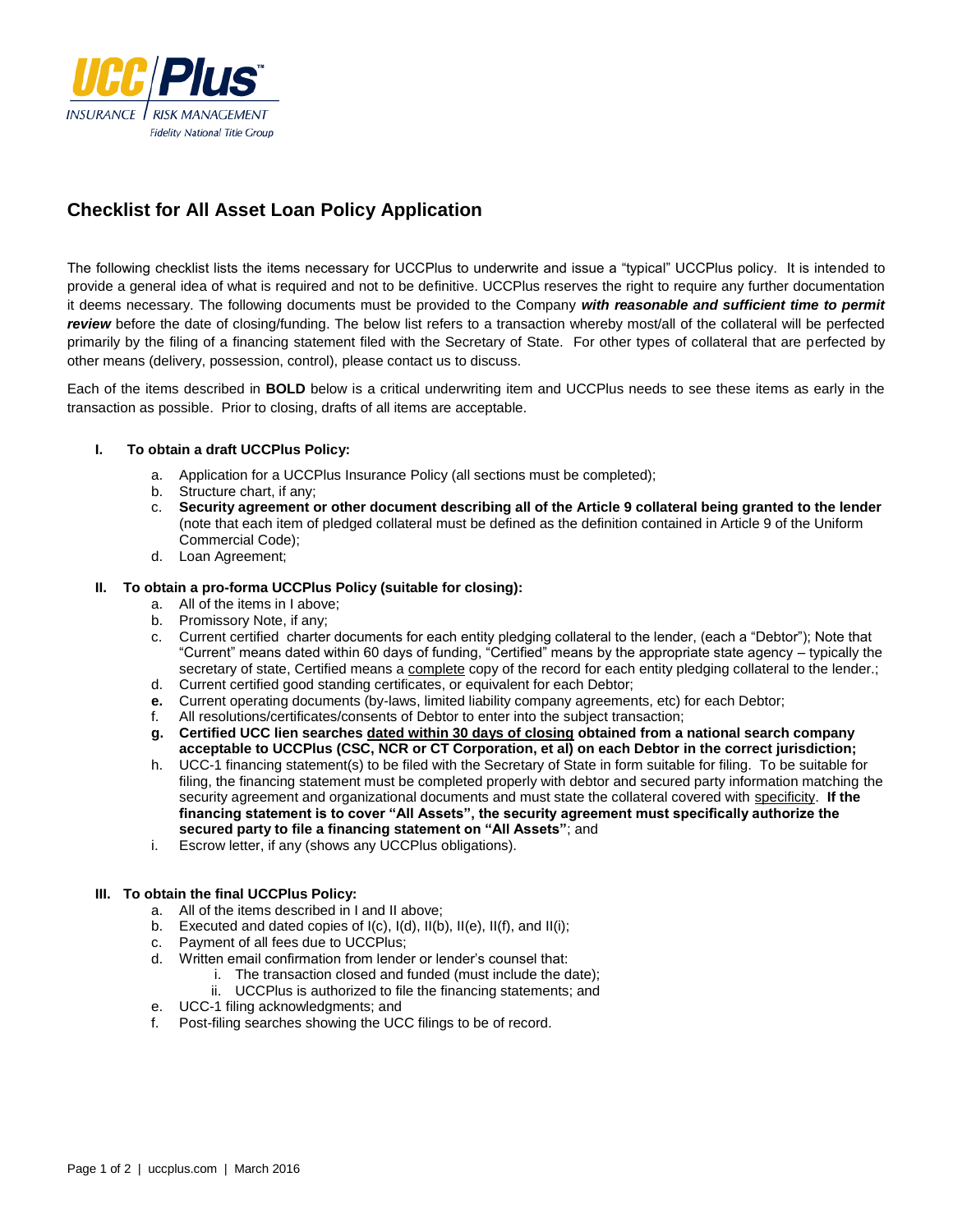# Checklist for All Asset Loan Policy Application

The following checklist lists the items necessary for UCCPlus to underwrite and issue a "typical" UCCPlus policy. It is intended to provide a general idea of what is required and not to be definitive. UCCPlus reserves the right to require any further documentation it deems necessary. The following documents must be provided to the Company ***with reasonable and sufficient time to permit review*** before the date of closing/funding. The below list refers to a transaction whereby most/all of the collateral will be perfected primarily by the filing of a financing statement filed with the Secretary of State. For other types of collateral that are perfected by other means (delivery, possession, control), please contact us to discuss.

Each of the items described in **BOLD** below is a critical underwriting item and UCCPlus needs to see these items as early in the transaction as possible. Prior to closing, drafts of all items are acceptable.

### I. To obtain a draft UCCPlus Policy:

a. Application for a UCCPlus Insurance Policy (all sections must be completed);
b. Structure chart, if any;
c. **Security agreement or other document describing all of the Article 9 collateral being granted to the lender** (note that each item of pledged collateral must be defined as the definition contained in Article 9 of the Uniform Commercial Code);
d. Loan Agreement;

### II. To obtain a pro-forma UCCPlus Policy (suitable for closing):

a. All of the items in I above;
b. Promissory Note, if any;
c. Current certified charter documents for each entity pledging collateral to the lender, (each a "Debtor"); Note that "Current" means dated within 60 days of funding, "Certified" means by the appropriate state agency – typically the secretary of state, Certified means a <u>complete</u> copy of the record for each entity pledging collateral to the lender.;
d. Current certified good standing certificates, or equivalent for each Debtor;
e. Current operating documents (by-laws, limited liability company agreements, etc) for each Debtor;
f. All resolutions/certificates/consents of Debtor to enter into the subject transaction;
g. **Certified UCC lien searches <u>dated within 30 days of closing</u> obtained from a national search company acceptable to UCCPlus (CSC, NCR or CT Corporation, et al) on each Debtor in the correct jurisdiction;**
h. UCC-1 financing statement(s) to be filed with the Secretary of State in form suitable for filing. To be suitable for filing, the financing statement must be completed properly with debtor and secured party information matching the security agreement and organizational documents and must state the collateral covered with <u>specificity</u>. **If the financing statement is to cover "All Assets", the security agreement must specifically authorize the secured party to file a financing statement on "All Assets"**; and
i. Escrow letter, if any (shows any UCCPlus obligations).

### III. To obtain the final UCCPlus Policy:

a. All of the items described in I and II above;
b. Executed and dated copies of I(c), I(d), II(b), II(e), II(f), and II(i);
c. Payment of all fees due to UCCPlus;
d. Written email confirmation from lender or lender's counsel that:
   i. The transaction closed and funded (must include the date);
   ii. UCCPlus is authorized to file the financing statements; and
e. UCC-1 filing acknowledgments; and
f. Post-filing searches showing the UCC filings to be of record.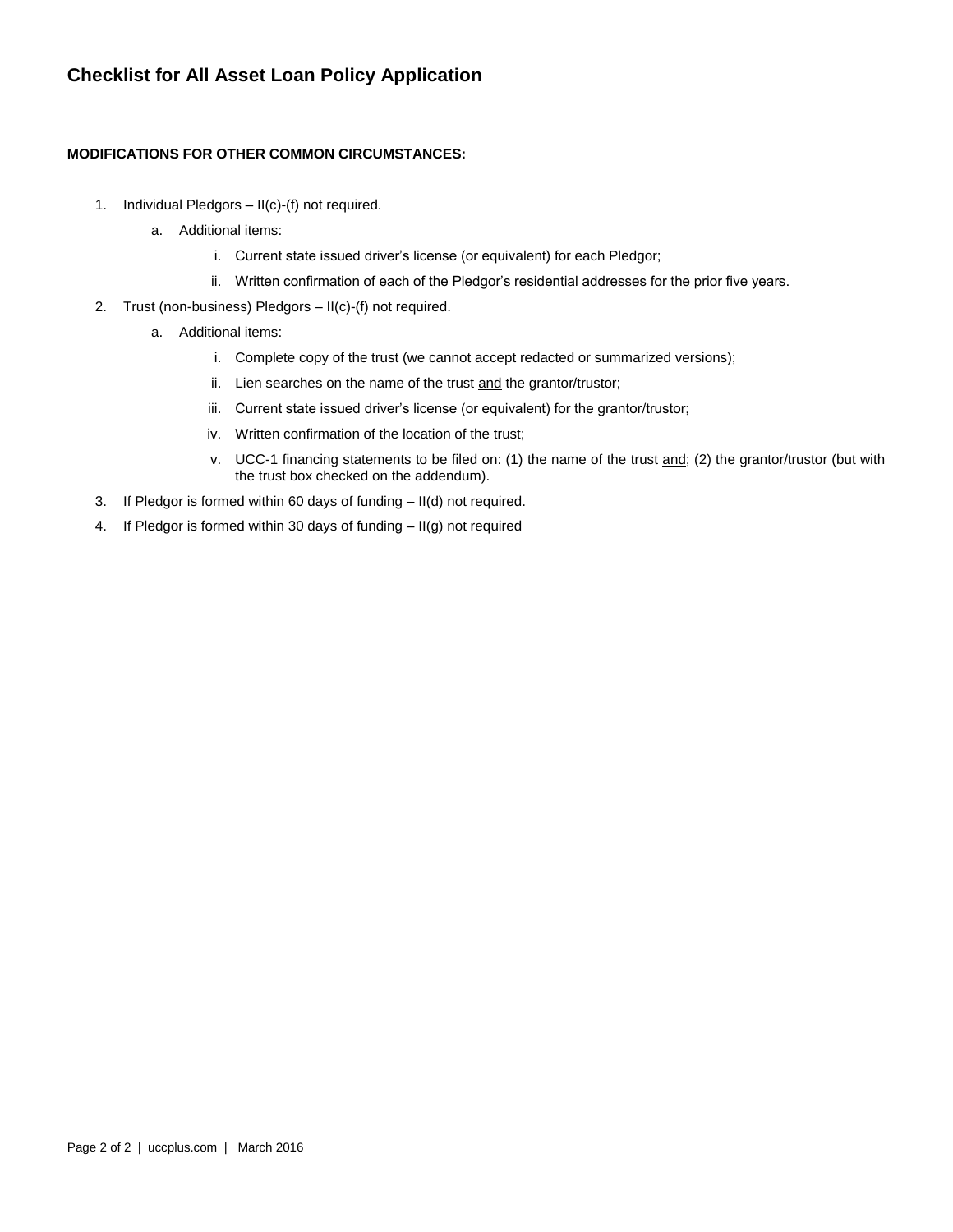# Checklist for All Asset Loan Policy Application

**MODIFICATIONS FOR OTHER COMMON CIRCUMSTANCES:**

1. Individual Pledgors – II(c)-(f) not required.
   a. Additional items:
      i. Current state issued driver's license (or equivalent) for each Pledgor;
      ii. Written confirmation of each of the Pledgor's residential addresses for the prior five years.
2. Trust (non-business) Pledgors – II(c)-(f) not required.
   a. Additional items:
      i. Complete copy of the trust (we cannot accept redacted or summarized versions);
      ii. Lien searches on the name of the trust <u>and</u> the grantor/trustor;
      iii. Current state issued driver's license (or equivalent) for the grantor/trustor;
      iv. Written confirmation of the location of the trust;
      v. UCC-1 financing statements to be filed on: (1) the name of the trust <u>and</u>; (2) the grantor/trustor (but with the trust box checked on the addendum).
3. If Pledgor is formed within 60 days of funding – II(d) not required.
4. If Pledgor is formed within 30 days of funding – II(g) not required